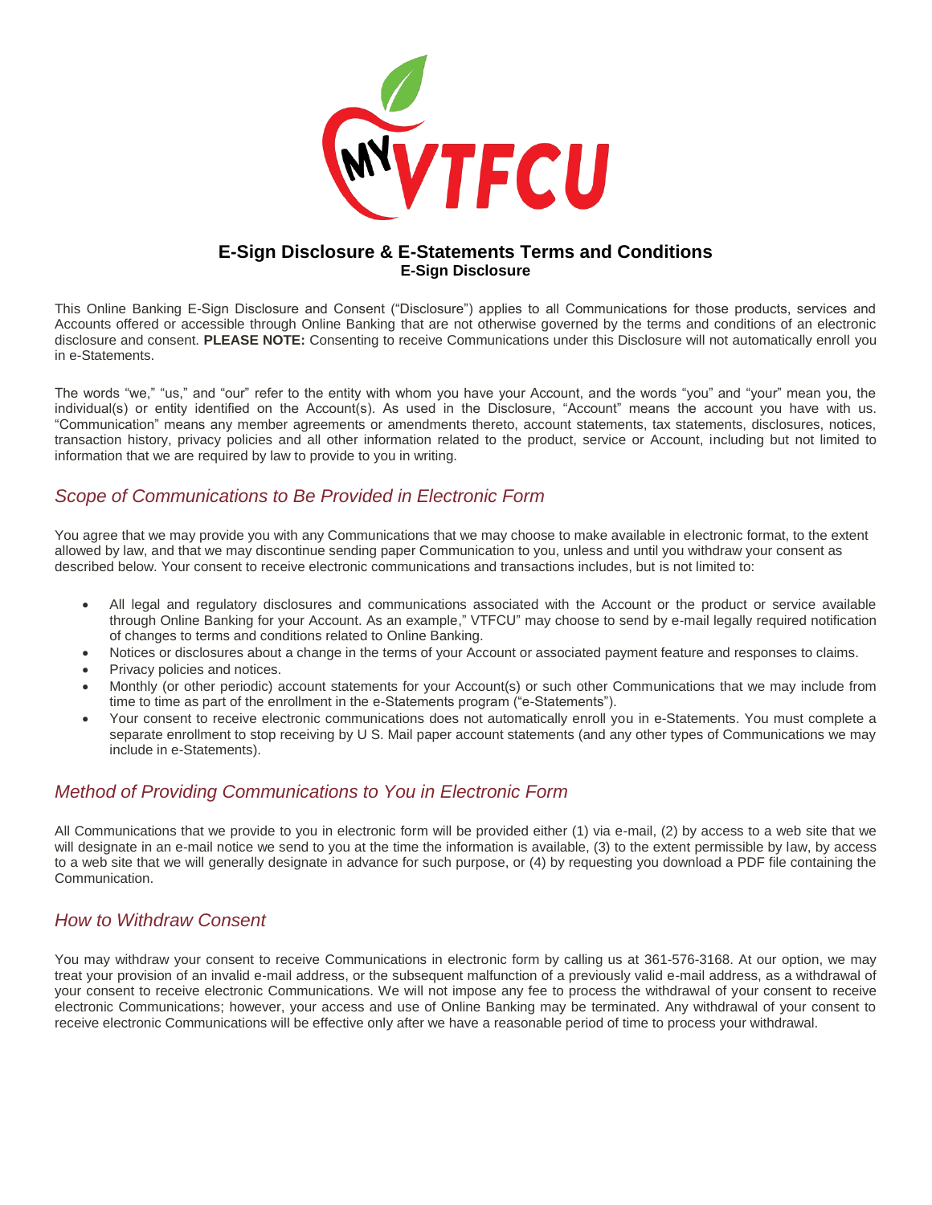# E-Sign Disclosure & E-Statements Terms and Conditions

## E-Sign Disclosure

This Online Banking E-Sign Disclosure and Consent ("Disclosure") applies to all Communications for those products, services and Accounts offered or accessible through Online Banking that are not otherwise governed by the terms and conditions of an electronic disclosure and consent. **PLEASE NOTE:** Consenting to receive Communications under this Disclosure will not automatically enroll you in e-Statements.

The words "we," "us," and "our" refer to the entity with whom you have your Account, and the words "you" and "your" mean you, the individual(s) or entity identified on the Account(s). As used in the Disclosure, "Account" means the account you have with us. "Communication" means any member agreements or amendments thereto, account statements, tax statements, disclosures, notices, transaction history, privacy policies and all other information related to the product, service or Account, including but not limited to information that we are required by law to provide to you in writing.

### *Scope of Communications to Be Provided in Electronic Form*

You agree that we may provide you with any Communications that we may choose to make available in electronic format, to the extent allowed by law, and that we may discontinue sending paper Communication to you, unless and until you withdraw your consent as described below. Your consent to receive electronic communications and transactions includes, but is not limited to:

- All legal and regulatory disclosures and communications associated with the Account or the product or service available through Online Banking for your Account. As an example," VTFCU" may choose to send by e-mail legally required notification of changes to terms and conditions related to Online Banking.
- Notices or disclosures about a change in the terms of your Account or associated payment feature and responses to claims.
- Privacy policies and notices.
- Monthly (or other periodic) account statements for your Account(s) or such other Communications that we may include from time to time as part of the enrollment in the e-Statements program ("e-Statements").
- Your consent to receive electronic communications does not automatically enroll you in e-Statements. You must complete a separate enrollment to stop receiving by U S. Mail paper account statements (and any other types of Communications we may include in e-Statements).

### *Method of Providing Communications to You in Electronic Form*

All Communications that we provide to you in electronic form will be provided either (1) via e-mail, (2) by access to a web site that we will designate in an e-mail notice we send to you at the time the information is available, (3) to the extent permissible by law, by access to a web site that we will generally designate in advance for such purpose, or (4) by requesting you download a PDF file containing the Communication.

### *How to Withdraw Consent*

You may withdraw your consent to receive Communications in electronic form by calling us at 361-576-3168. At our option, we may treat your provision of an invalid e-mail address, or the subsequent malfunction of a previously valid e-mail address, as a withdrawal of your consent to receive electronic Communications. We will not impose any fee to process the withdrawal of your consent to receive electronic Communications; however, your access and use of Online Banking may be terminated. Any withdrawal of your consent to receive electronic Communications will be effective only after we have a reasonable period of time to process your withdrawal.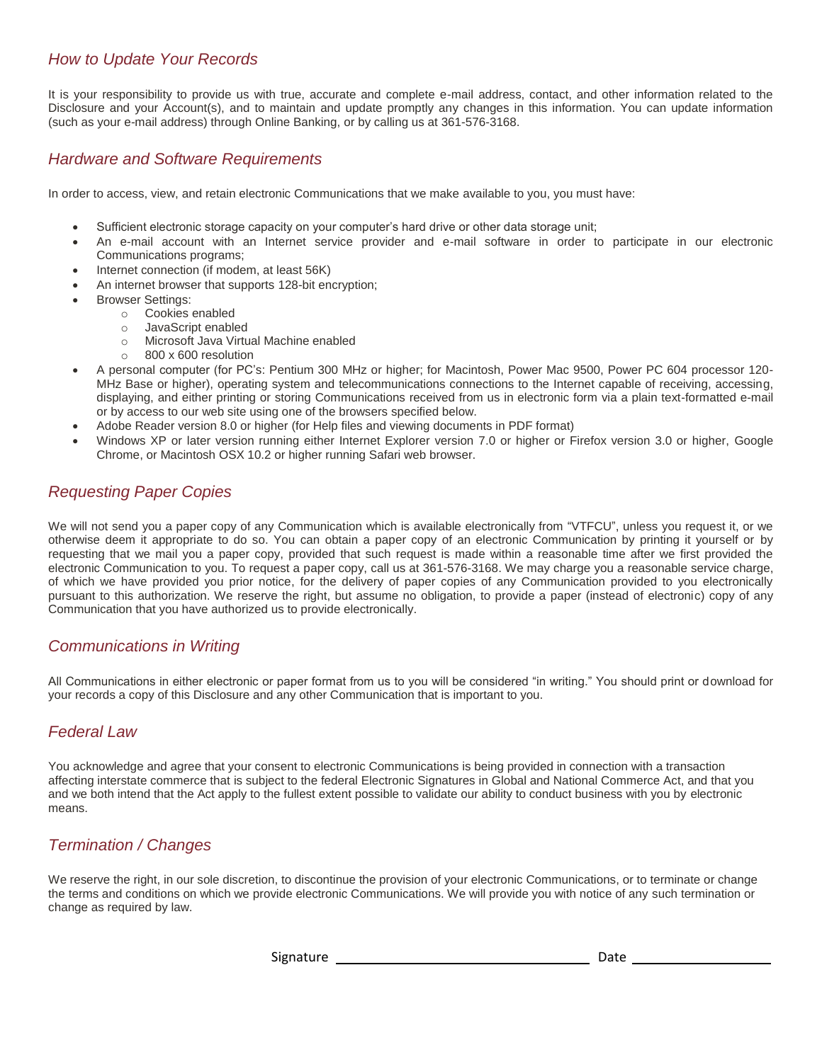## *How to Update Your Records*

It is your responsibility to provide us with true, accurate and complete e-mail address, contact, and other information related to the Disclosure and your Account(s), and to maintain and update promptly any changes in this information. You can update information (such as your e-mail address) through Online Banking, or by calling us at 361-576-3168.

## *Hardware and Software Requirements*

In order to access, view, and retain electronic Communications that we make available to you, you must have:

- Sufficient electronic storage capacity on your computer's hard drive or other data storage unit;
- An e-mail account with an Internet service provider and e-mail software in order to participate in our electronic Communications programs;
- Internet connection (if modem, at least 56K)
- An internet browser that supports 128-bit encryption;
- Browser Settings:
  - Cookies enabled
  - JavaScript enabled
  - Microsoft Java Virtual Machine enabled
  - 800 x 600 resolution
- A personal computer (for PC's: Pentium 300 MHz or higher; for Macintosh, Power Mac 9500, Power PC 604 processor 120-MHz Base or higher), operating system and telecommunications connections to the Internet capable of receiving, accessing, displaying, and either printing or storing Communications received from us in electronic form via a plain text-formatted e-mail or by access to our web site using one of the browsers specified below.
- Adobe Reader version 8.0 or higher (for Help files and viewing documents in PDF format)
- Windows XP or later version running either Internet Explorer version 7.0 or higher or Firefox version 3.0 or higher, Google Chrome, or Macintosh OSX 10.2 or higher running Safari web browser.

## *Requesting Paper Copies*

We will not send you a paper copy of any Communication which is available electronically from "VTFCU", unless you request it, or we otherwise deem it appropriate to do so. You can obtain a paper copy of an electronic Communication by printing it yourself or by requesting that we mail you a paper copy, provided that such request is made within a reasonable time after we first provided the electronic Communication to you. To request a paper copy, call us at 361-576-3168. We may charge you a reasonable service charge, of which we have provided you prior notice, for the delivery of paper copies of any Communication provided to you electronically pursuant to this authorization. We reserve the right, but assume no obligation, to provide a paper (instead of electronic) copy of any Communication that you have authorized us to provide electronically.

## *Communications in Writing*

All Communications in either electronic or paper format from us to you will be considered "in writing." You should print or download for your records a copy of this Disclosure and any other Communication that is important to you.

## *Federal Law*

You acknowledge and agree that your consent to electronic Communications is being provided in connection with a transaction affecting interstate commerce that is subject to the federal Electronic Signatures in Global and National Commerce Act, and that you and we both intend that the Act apply to the fullest extent possible to validate our ability to conduct business with you by electronic means.

## *Termination / Changes*

We reserve the right, in our sole discretion, to discontinue the provision of your electronic Communications, or to terminate or change the terms and conditions on which we provide electronic Communications. We will provide you with notice of any such termination or change as required by law.

Signature \_\_\_\_\_\_\_\_\_\_\_\_\_\_\_\_\_\_\_\_\_\_\_\_\_\_\_\_\_\_\_\_ Date \_\_\_\_\_\_\_\_\_\_\_\_\_\_\_\_\_\_